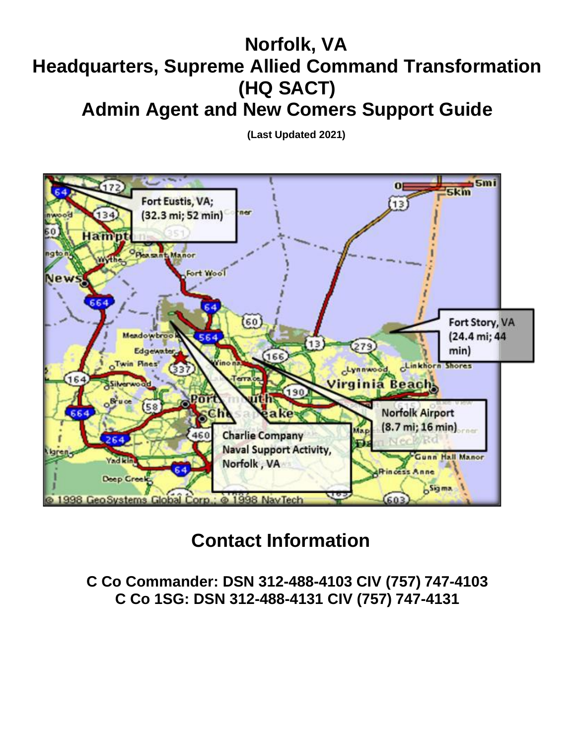# Norfolk, VA
# Headquarters, Supreme Allied Command Transformation (HQ SACT)
# Admin Agent and New Comers Support Guide

**(Last Updated 2021)**

## Contact Information

**C Co Commander: DSN 312-488-4103 CIV (757) 747-4103**
**C Co 1SG: DSN 312-488-4131 CIV (757) 747-4131**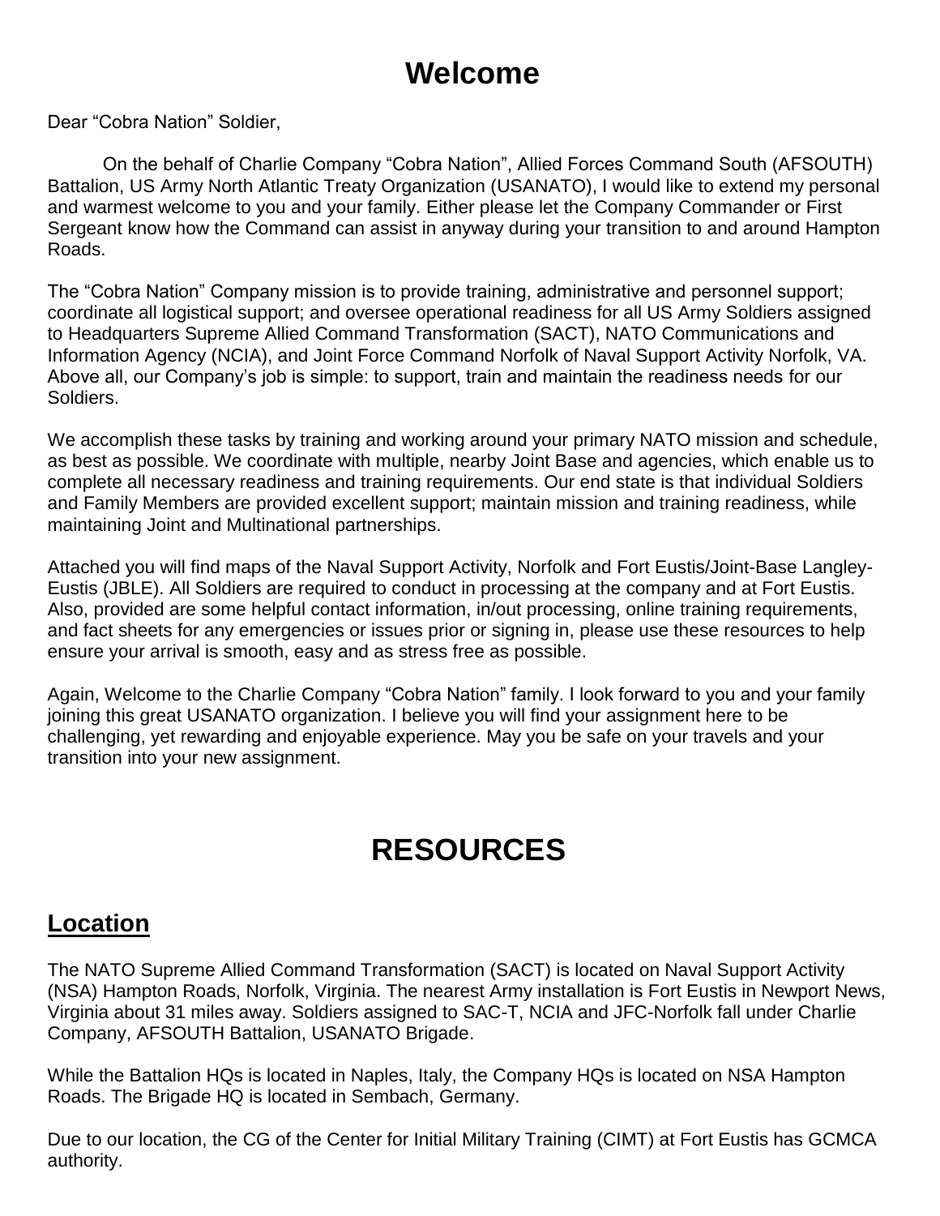# Welcome

Dear "Cobra Nation" Soldier,

On the behalf of Charlie Company "Cobra Nation", Allied Forces Command South (AFSOUTH) Battalion, US Army North Atlantic Treaty Organization (USANATO), I would like to extend my personal and warmest welcome to you and your family. Either please let the Company Commander or First Sergeant know how the Command can assist in anyway during your transition to and around Hampton Roads.

The "Cobra Nation" Company mission is to provide training, administrative and personnel support; coordinate all logistical support; and oversee operational readiness for all US Army Soldiers assigned to Headquarters Supreme Allied Command Transformation (SACT), NATO Communications and Information Agency (NCIA), and Joint Force Command Norfolk of Naval Support Activity Norfolk, VA. Above all, our Company's job is simple: to support, train and maintain the readiness needs for our Soldiers.

We accomplish these tasks by training and working around your primary NATO mission and schedule, as best as possible. We coordinate with multiple, nearby Joint Base and agencies, which enable us to complete all necessary readiness and training requirements. Our end state is that individual Soldiers and Family Members are provided excellent support; maintain mission and training readiness, while maintaining Joint and Multinational partnerships.

Attached you will find maps of the Naval Support Activity, Norfolk and Fort Eustis/Joint-Base Langley-Eustis (JBLE). All Soldiers are required to conduct in processing at the company and at Fort Eustis. Also, provided are some helpful contact information, in/out processing, online training requirements, and fact sheets for any emergencies or issues prior or signing in, please use these resources to help ensure your arrival is smooth, easy and as stress free as possible.

Again, Welcome to the Charlie Company "Cobra Nation" family. I look forward to you and your family joining this great USANATO organization. I believe you will find your assignment here to be challenging, yet rewarding and enjoyable experience. May you be safe on your travels and your transition into your new assignment.

# RESOURCES

## Location

The NATO Supreme Allied Command Transformation (SACT) is located on Naval Support Activity (NSA) Hampton Roads, Norfolk, Virginia. The nearest Army installation is Fort Eustis in Newport News, Virginia about 31 miles away. Soldiers assigned to SAC-T, NCIA and JFC-Norfolk fall under Charlie Company, AFSOUTH Battalion, USANATO Brigade.

While the Battalion HQs is located in Naples, Italy, the Company HQs is located on NSA Hampton Roads. The Brigade HQ is located in Sembach, Germany.

Due to our location, the CG of the Center for Initial Military Training (CIMT) at Fort Eustis has GCMCA authority.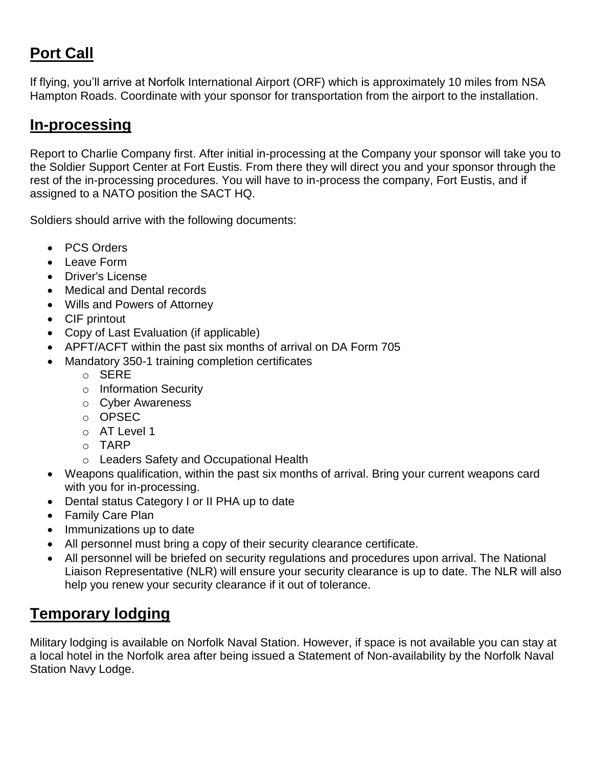## Port Call

If flying, you'll arrive at Norfolk International Airport (ORF) which is approximately 10 miles from NSA Hampton Roads. Coordinate with your sponsor for transportation from the airport to the installation.

## In-processing

Report to Charlie Company first. After initial in-processing at the Company your sponsor will take you to the Soldier Support Center at Fort Eustis. From there they will direct you and your sponsor through the rest of the in-processing procedures. You will have to in-process the company, Fort Eustis, and if assigned to a NATO position the SACT HQ.

Soldiers should arrive with the following documents:

- PCS Orders
- Leave Form
- Driver's License
- Medical and Dental records
- Wills and Powers of Attorney
- CIF printout
- Copy of Last Evaluation (if applicable)
- APFT/ACFT within the past six months of arrival on DA Form 705
- Mandatory 350-1 training completion certificates
  - SERE
  - Information Security
  - Cyber Awareness
  - OPSEC
  - AT Level 1
  - TARP
  - Leaders Safety and Occupational Health
- Weapons qualification, within the past six months of arrival. Bring your current weapons card with you for in-processing.
- Dental status Category I or II PHA up to date
- Family Care Plan
- Immunizations up to date
- All personnel must bring a copy of their security clearance certificate.
- All personnel will be briefed on security regulations and procedures upon arrival. The National Liaison Representative (NLR) will ensure your security clearance is up to date. The NLR will also help you renew your security clearance if it out of tolerance.

## Temporary lodging

Military lodging is available on Norfolk Naval Station. However, if space is not available you can stay at a local hotel in the Norfolk area after being issued a Statement of Non-availability by the Norfolk Naval Station Navy Lodge.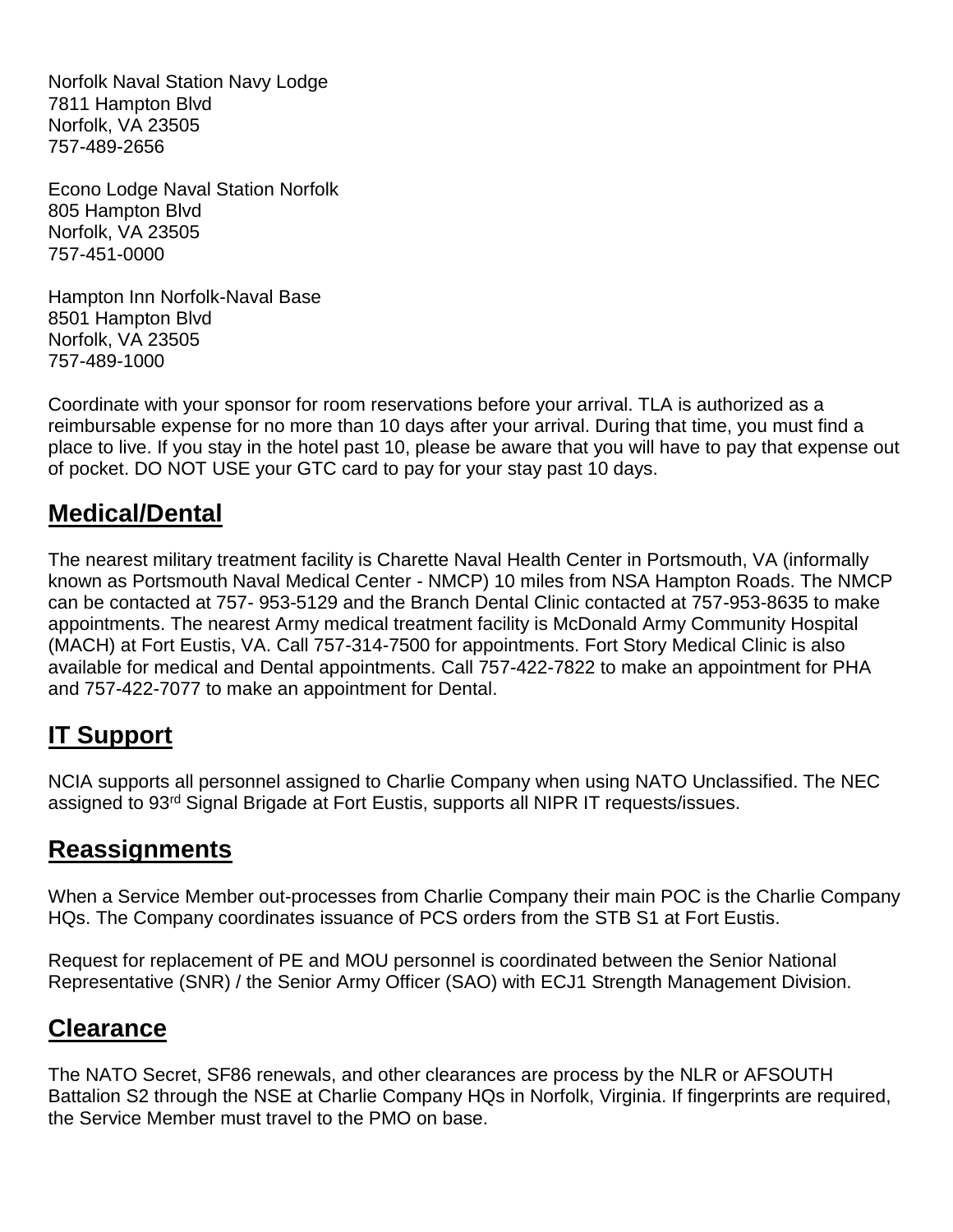Norfolk Naval Station Navy Lodge
7811 Hampton Blvd
Norfolk, VA 23505
757-489-2656

Econo Lodge Naval Station Norfolk
805 Hampton Blvd
Norfolk, VA 23505
757-451-0000

Hampton Inn Norfolk-Naval Base
8501 Hampton Blvd
Norfolk, VA 23505
757-489-1000

Coordinate with your sponsor for room reservations before your arrival. TLA is authorized as a reimbursable expense for no more than 10 days after your arrival. During that time, you must find a place to live. If you stay in the hotel past 10, please be aware that you will have to pay that expense out of pocket. DO NOT USE your GTC card to pay for your stay past 10 days.

## Medical/Dental

The nearest military treatment facility is Charette Naval Health Center in Portsmouth, VA (informally known as Portsmouth Naval Medical Center - NMCP) 10 miles from NSA Hampton Roads. The NMCP can be contacted at 757- 953-5129 and the Branch Dental Clinic contacted at 757-953-8635 to make appointments. The nearest Army medical treatment facility is McDonald Army Community Hospital (MACH) at Fort Eustis, VA. Call 757-314-7500 for appointments. Fort Story Medical Clinic is also available for medical and Dental appointments. Call 757-422-7822 to make an appointment for PHA and 757-422-7077 to make an appointment for Dental.

## IT Support

NCIA supports all personnel assigned to Charlie Company when using NATO Unclassified. The NEC assigned to 93rd Signal Brigade at Fort Eustis, supports all NIPR IT requests/issues.

## Reassignments

When a Service Member out-processes from Charlie Company their main POC is the Charlie Company HQs. The Company coordinates issuance of PCS orders from the STB S1 at Fort Eustis.

Request for replacement of PE and MOU personnel is coordinated between the Senior National Representative (SNR) / the Senior Army Officer (SAO) with ECJ1 Strength Management Division.

## Clearance

The NATO Secret, SF86 renewals, and other clearances are process by the NLR or AFSOUTH Battalion S2 through the NSE at Charlie Company HQs in Norfolk, Virginia. If fingerprints are required, the Service Member must travel to the PMO on base.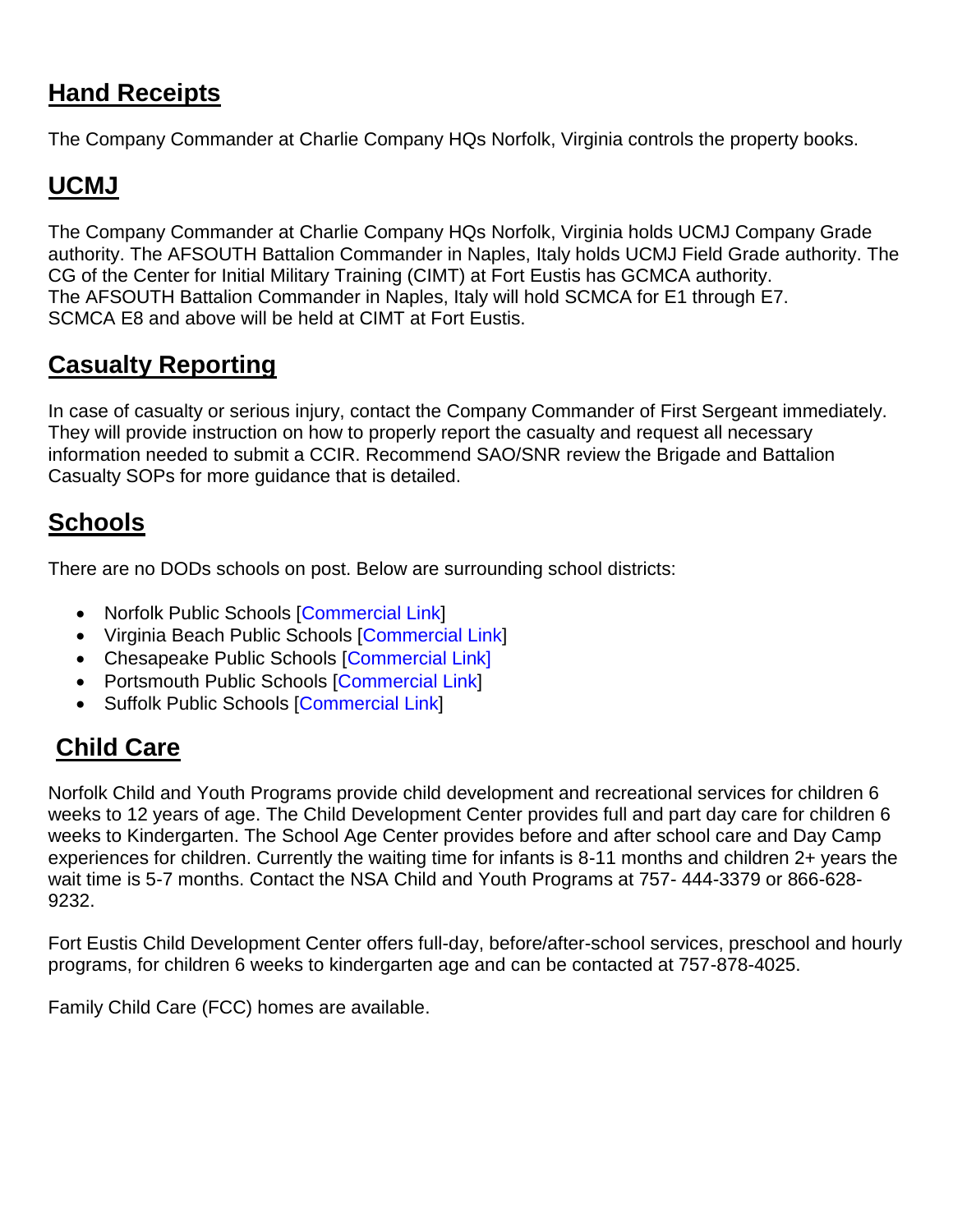## Hand Receipts

The Company Commander at Charlie Company HQs Norfolk, Virginia controls the property books.

## UCMJ

The Company Commander at Charlie Company HQs Norfolk, Virginia holds UCMJ Company Grade authority. The AFSOUTH Battalion Commander in Naples, Italy holds UCMJ Field Grade authority. The CG of the Center for Initial Military Training (CIMT) at Fort Eustis has GCMCA authority.
The AFSOUTH Battalion Commander in Naples, Italy will hold SCMCA for E1 through E7.
SCMCA E8 and above will be held at CIMT at Fort Eustis.

## Casualty Reporting

In case of casualty or serious injury, contact the Company Commander of First Sergeant immediately. They will provide instruction on how to properly report the casualty and request all necessary information needed to submit a CCIR. Recommend SAO/SNR review the Brigade and Battalion Casualty SOPs for more guidance that is detailed.

## Schools

There are no DODs schools on post. Below are surrounding school districts:

- Norfolk Public Schools [Commercial Link]
- Virginia Beach Public Schools [Commercial Link]
- Chesapeake Public Schools [Commercial Link]
- Portsmouth Public Schools [Commercial Link]
- Suffolk Public Schools [Commercial Link]

## Child Care

Norfolk Child and Youth Programs provide child development and recreational services for children 6 weeks to 12 years of age. The Child Development Center provides full and part day care for children 6 weeks to Kindergarten. The School Age Center provides before and after school care and Day Camp experiences for children. Currently the waiting time for infants is 8-11 months and children 2+ years the wait time is 5-7 months. Contact the NSA Child and Youth Programs at 757- 444-3379 or 866-628-9232.

Fort Eustis Child Development Center offers full-day, before/after-school services, preschool and hourly programs, for children 6 weeks to kindergarten age and can be contacted at 757-878-4025.

Family Child Care (FCC) homes are available.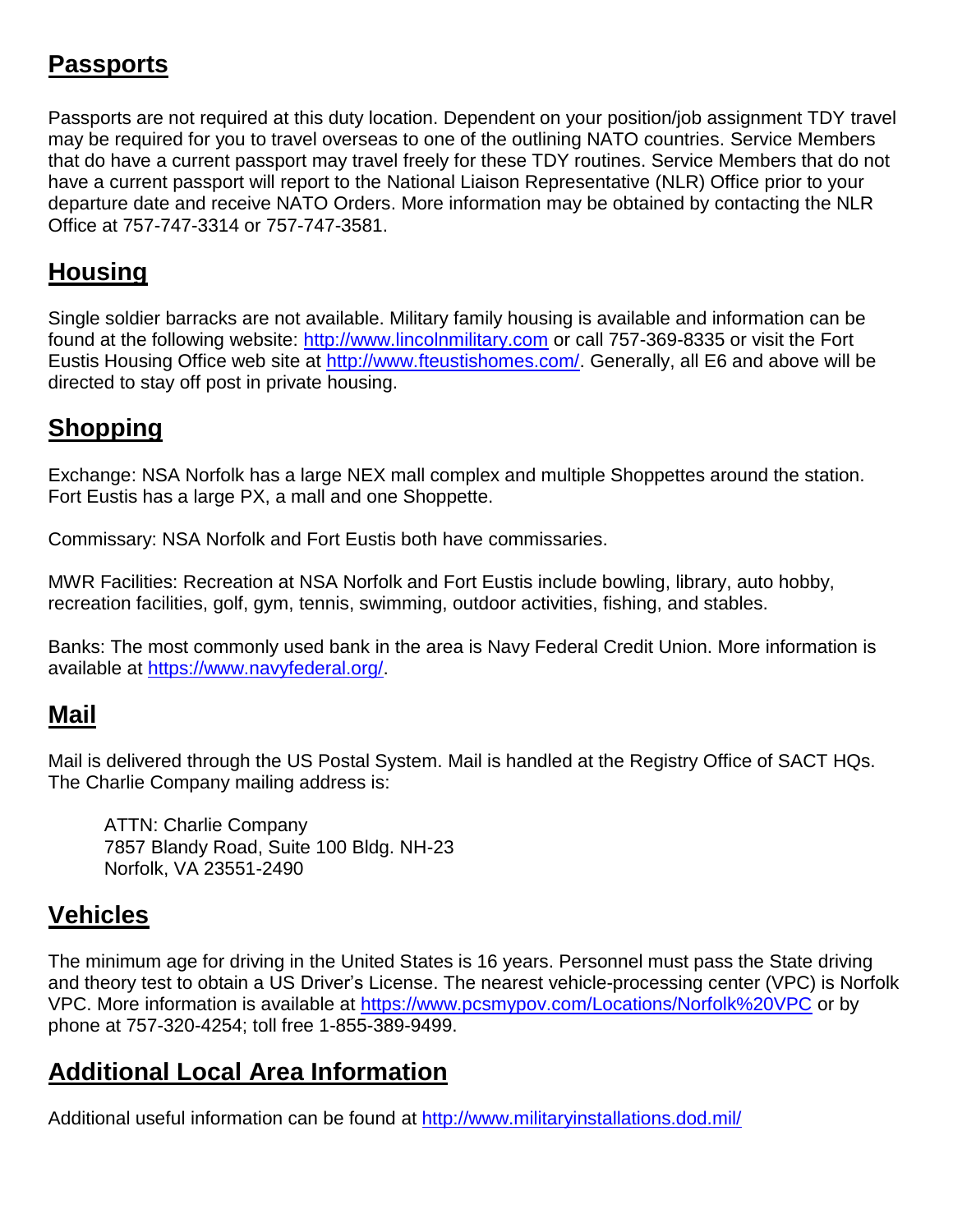## Passports

Passports are not required at this duty location. Dependent on your position/job assignment TDY travel may be required for you to travel overseas to one of the outlining NATO countries. Service Members that do have a current passport may travel freely for these TDY routines. Service Members that do not have a current passport will report to the National Liaison Representative (NLR) Office prior to your departure date and receive NATO Orders. More information may be obtained by contacting the NLR Office at 757-747-3314 or 757-747-3581.

## Housing

Single soldier barracks are not available. Military family housing is available and information can be found at the following website: http://www.lincolnmilitary.com or call 757-369-8335 or visit the Fort Eustis Housing Office web site at http://www.fteustishomes.com/. Generally, all E6 and above will be directed to stay off post in private housing.

## Shopping

Exchange: NSA Norfolk has a large NEX mall complex and multiple Shoppettes around the station. Fort Eustis has a large PX, a mall and one Shoppette.

Commissary: NSA Norfolk and Fort Eustis both have commissaries.

MWR Facilities: Recreation at NSA Norfolk and Fort Eustis include bowling, library, auto hobby, recreation facilities, golf, gym, tennis, swimming, outdoor activities, fishing, and stables.

Banks: The most commonly used bank in the area is Navy Federal Credit Union. More information is available at https://www.navyfederal.org/.

## Mail

Mail is delivered through the US Postal System. Mail is handled at the Registry Office of SACT HQs. The Charlie Company mailing address is:

> ATTN: Charlie Company
> 7857 Blandy Road, Suite 100 Bldg. NH-23
> Norfolk, VA 23551-2490

## Vehicles

The minimum age for driving in the United States is 16 years. Personnel must pass the State driving and theory test to obtain a US Driver's License. The nearest vehicle-processing center (VPC) is Norfolk VPC. More information is available at https://www.pcsmypov.com/Locations/Norfolk%20VPC or by phone at 757-320-4254; toll free 1-855-389-9499.

## Additional Local Area Information

Additional useful information can be found at http://www.militaryinstallations.dod.mil/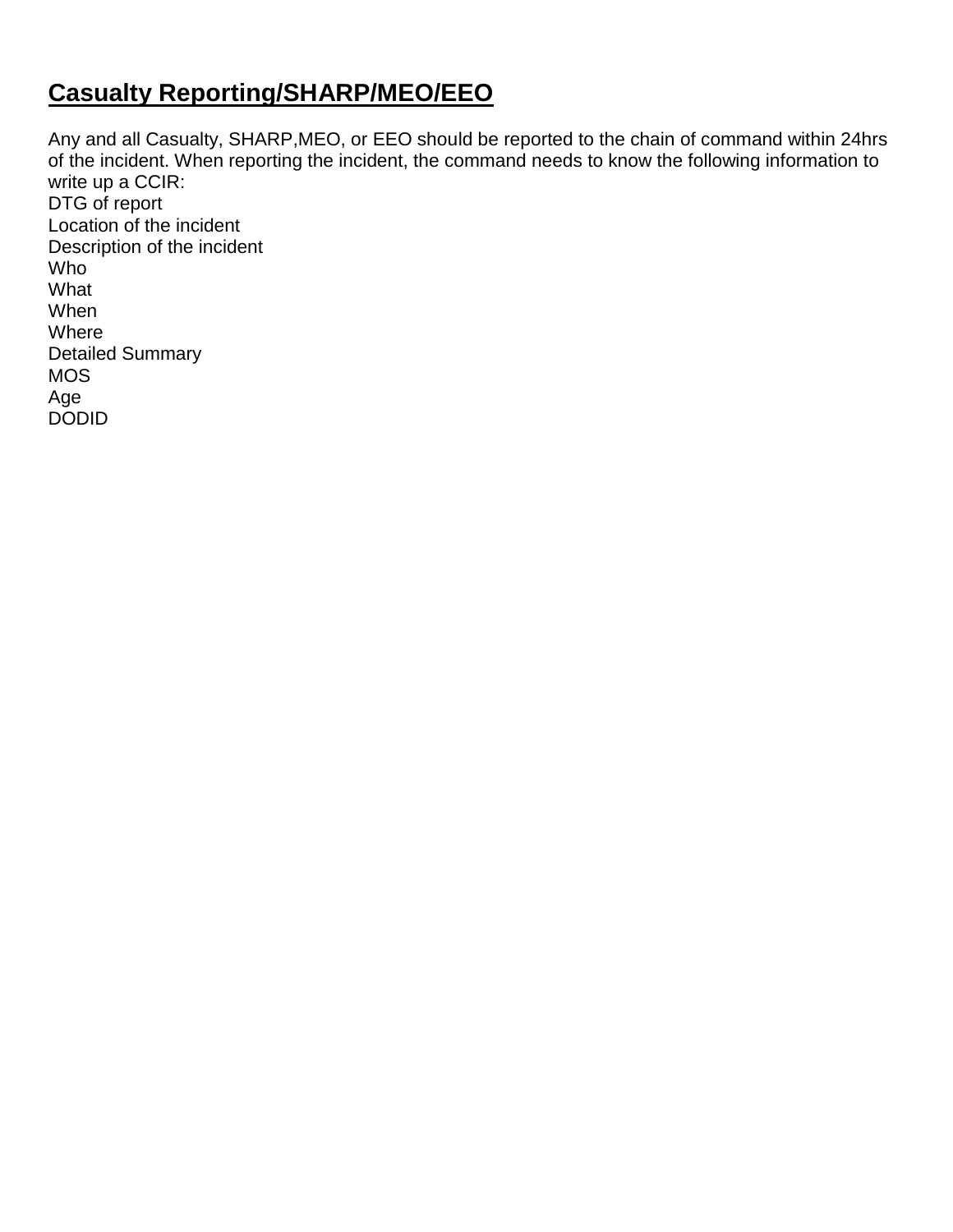## Casualty Reporting/SHARP/MEO/EEO

Any and all Casualty, SHARP,MEO, or EEO should be reported to the chain of command within 24hrs of the incident. When reporting the incident, the command needs to know the following information to write up a CCIR:

DTG of report
Location of the incident
Description of the incident
Who
What
When
Where
Detailed Summary
MOS
Age
DODID